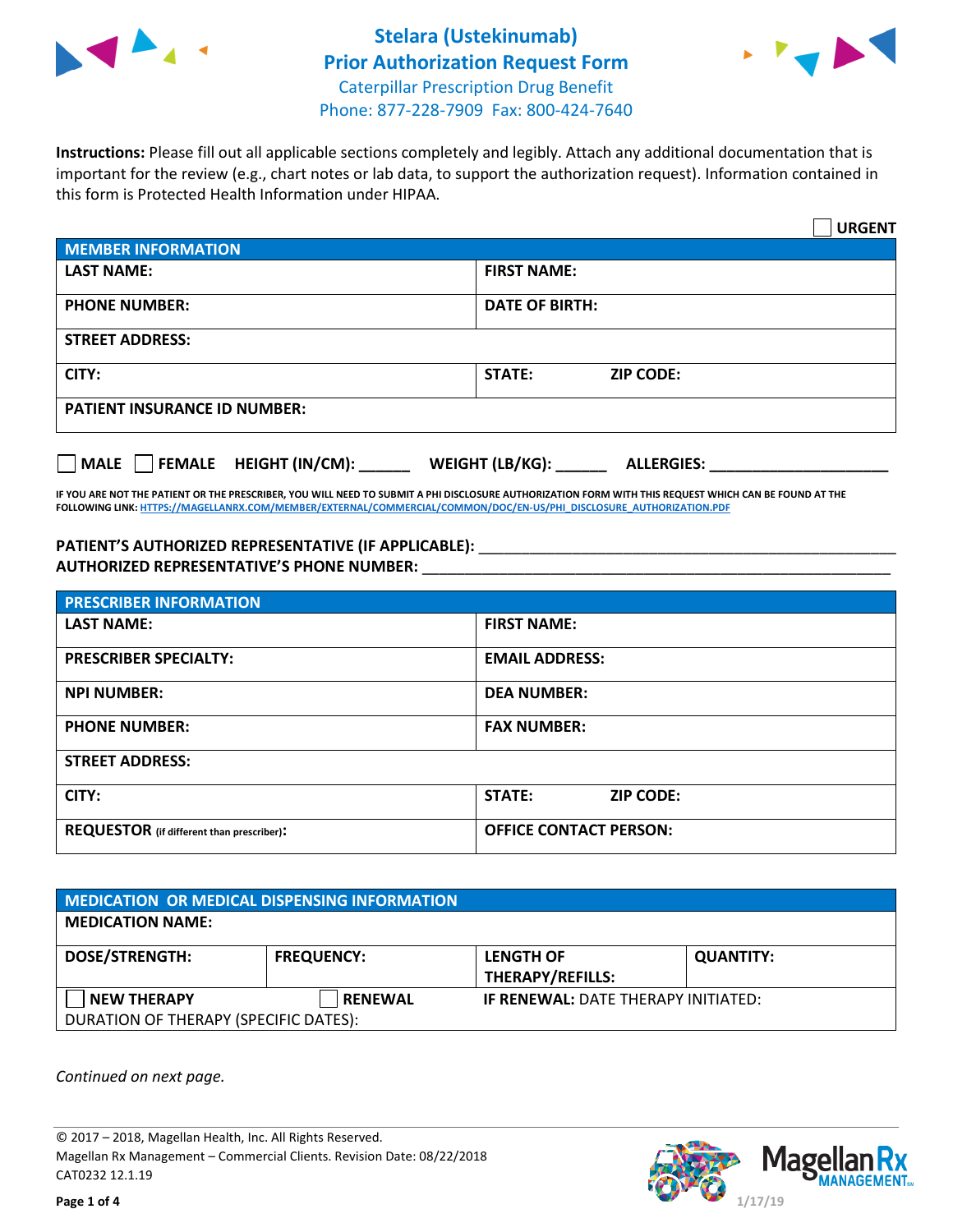# Stelara (Ustekinumab)
## Prior Authorization Request Form

Caterpillar Prescription Drug Benefit
Phone: 877-228-7909 Fax: 800-424-7640

**Instructions:** Please fill out all applicable sections completely and legibly. Attach any additional documentation that is important for the review (e.g., chart notes or lab data, to support the authorization request). Information contained in this form is Protected Health Information under HIPAA.

☐ **URGENT**

| **MEMBER INFORMATION** | |
|---|---|
| **LAST NAME:** | **FIRST NAME:** |
| **PHONE NUMBER:** | **DATE OF BIRTH:** |
| **STREET ADDRESS:** | |
| **CITY:** | **STATE:** **ZIP CODE:** |
| **PATIENT INSURANCE ID NUMBER:** | |

☐ **MALE** ☐ **FEMALE** **HEIGHT (IN/CM):** ______ **WEIGHT (LB/KG):** ______ **ALLERGIES:** ____________________

**IF YOU ARE NOT THE PATIENT OR THE PRESCRIBER, YOU WILL NEED TO SUBMIT A PHI DISCLOSURE AUTHORIZATION FORM WITH THIS REQUEST WHICH CAN BE FOUND AT THE FOLLOWING LINK: HTTPS://MAGELLANRX.COM/MEMBER/EXTERNAL/COMMERCIAL/COMMON/DOC/EN-US/PHI_DISCLOSURE_AUTHORIZATION.PDF**

**PATIENT'S AUTHORIZED REPRESENTATIVE (IF APPLICABLE):** ____________________________________________

**AUTHORIZED REPRESENTATIVE'S PHONE NUMBER:** ____________________________________________

| **PRESCRIBER INFORMATION** | |
|---|---|
| **LAST NAME:** | **FIRST NAME:** |
| **PRESCRIBER SPECIALTY:** | **EMAIL ADDRESS:** |
| **NPI NUMBER:** | **DEA NUMBER:** |
| **PHONE NUMBER:** | **FAX NUMBER:** |
| **STREET ADDRESS:** | |
| **CITY:** | **STATE:** **ZIP CODE:** |
| **REQUESTOR** (if different than prescriber)**:** | **OFFICE CONTACT PERSON:** |

| **MEDICATION OR MEDICAL DISPENSING INFORMATION** | | | |
|---|---|---|---|
| **MEDICATION NAME:** | | | |
| **DOSE/STRENGTH:** | **FREQUENCY:** | **LENGTH OF THERAPY/REFILLS:** | **QUANTITY:** |
| ☐ **NEW THERAPY** | ☐ **RENEWAL** | **IF RENEWAL:** DATE THERAPY INITIATED: | |
| DURATION OF THERAPY (SPECIFIC DATES): | | | |

*Continued on next page.*

© 2017 – 2018, Magellan Health, Inc. All Rights Reserved.
Magellan Rx Management – Commercial Clients. Revision Date: 08/22/2018
CAT0232 12.1.19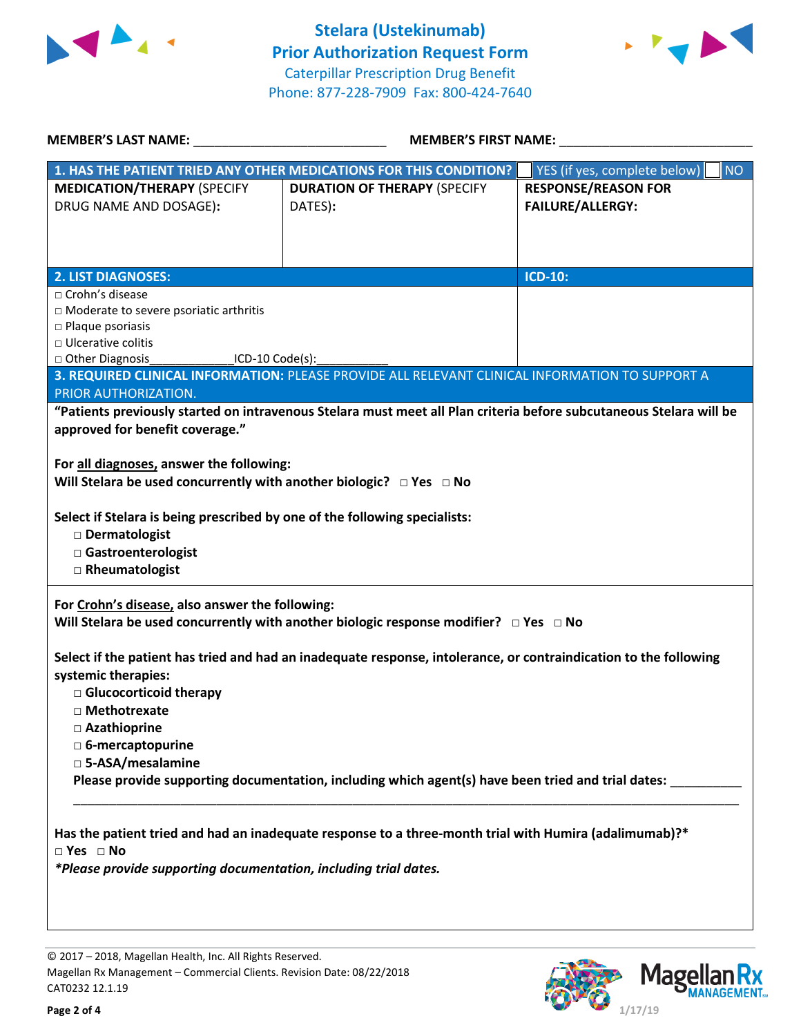# Stelara (Ustekinumab)
## Prior Authorization Request Form

Caterpillar Prescription Drug Benefit
Phone: 877-228-7909 Fax: 800-424-7640

**MEMBER'S LAST NAME:** ___________________________ **MEMBER'S FIRST NAME:** ___________________________

**1. HAS THE PATIENT TRIED ANY OTHER MEDICATIONS FOR THIS CONDITION?** ☐ YES (if yes, complete below) ☐ NO

| **MEDICATION/THERAPY** (SPECIFY DRUG NAME AND DOSAGE): | **DURATION OF THERAPY** (SPECIFY DATES): | **RESPONSE/REASON FOR FAILURE/ALLERGY:** |
|---|---|---|
| | | |

| **2. LIST DIAGNOSES:** | **ICD-10:** |
|---|---|
| □ Crohn's disease<br>□ Moderate to severe psoriatic arthritis<br>□ Plaque psoriasis<br>□ Ulcerative colitis<br>□ Other Diagnosis_____________ICD-10 Code(s):___________ | |

**3. REQUIRED CLINICAL INFORMATION:** PLEASE PROVIDE ALL RELEVANT CLINICAL INFORMATION TO SUPPORT A PRIOR AUTHORIZATION.

**"Patients previously started on intravenous Stelara must meet all Plan criteria before subcutaneous Stelara will be approved for benefit coverage."**

**For all diagnoses, answer the following:**

**Will Stelara be used concurrently with another biologic?** □ **Yes** □ **No**

**Select if Stelara is being prescribed by one of the following specialists:**

- □ **Dermatologist**
- □ **Gastroenterologist**
- □ **Rheumatologist**

**For Crohn's disease, also answer the following:**

**Will Stelara be used concurrently with another biologic response modifier?** □ **Yes** □ **No**

**Select if the patient has tried and had an inadequate response, intolerance, or contraindication to the following systemic therapies:**

- □ **Glucocorticoid therapy**
- □ **Methotrexate**
- □ **Azathioprine**
- □ **6-mercaptopurine**
- □ **5-ASA/mesalamine**

**Please provide supporting documentation, including which agent(s) have been tried and trial dates:** __________

_____________________________________________________________________________________________

**Has the patient tried and had an inadequate response to a three-month trial with Humira (adalimumab)?***

□ **Yes** □ **No**

***\*Please provide supporting documentation, including trial dates.***

© 2017 – 2018, Magellan Health, Inc. All Rights Reserved.
Magellan Rx Management – Commercial Clients. Revision Date: 08/22/2018
CAT0232 12.1.19

1/17/19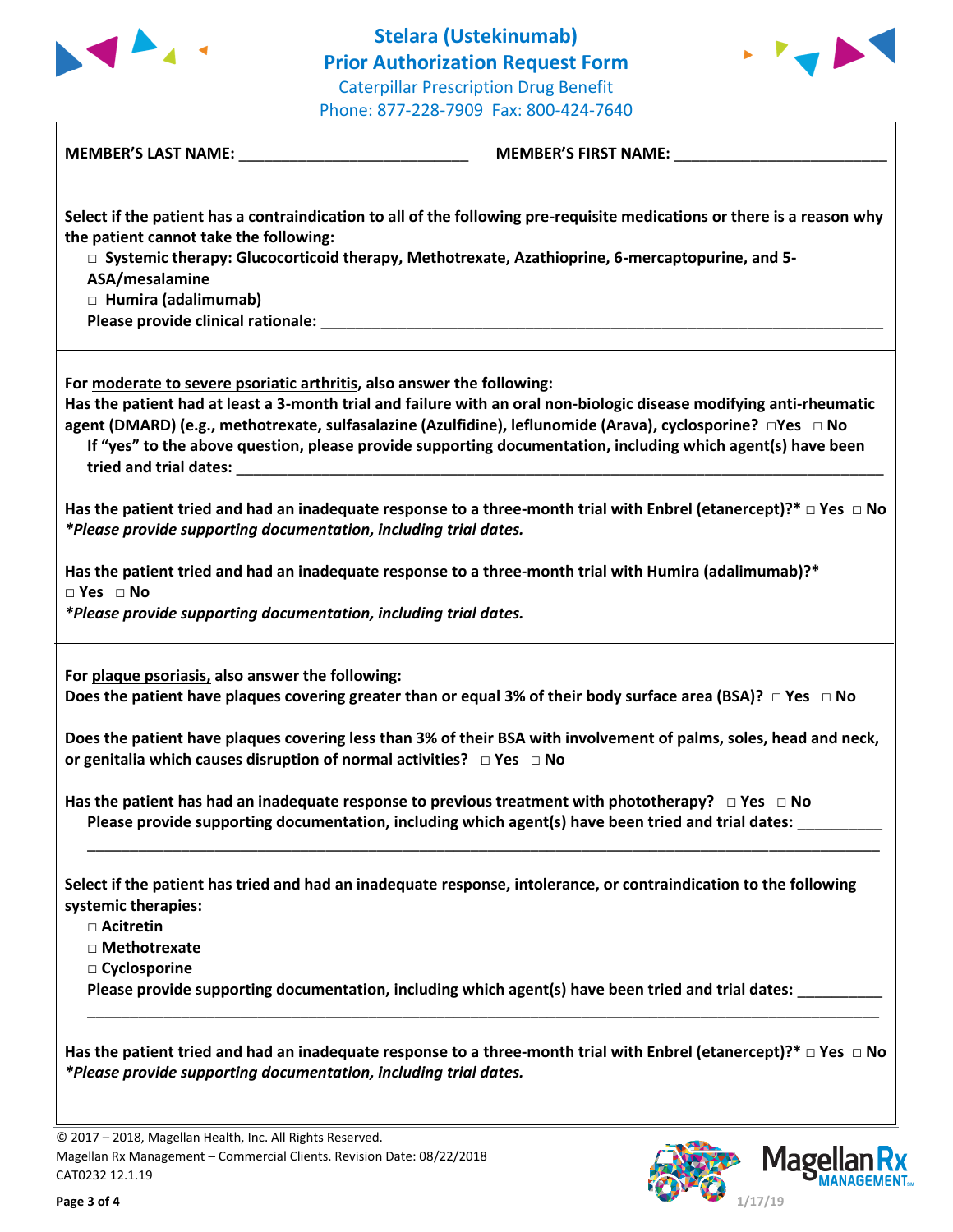# Stelara (Ustekinumab)
## Prior Authorization Request Form

Caterpillar Prescription Drug Benefit
Phone: 877-228-7909 Fax: 800-424-7640

**MEMBER'S LAST NAME:** ___________________________ **MEMBER'S FIRST NAME:** ________________________

**Select if the patient has a contraindication to all of the following pre-requisite medications or there is a reason why the patient cannot take the following:**

- □ **Systemic therapy: Glucocorticoid therapy, Methotrexate, Azathioprine, 6-mercaptopurine, and 5-ASA/mesalamine**
- □ **Humira (adalimumab)**

**Please provide clinical rationale:** ___________________________________________________________________

**For moderate to severe psoriatic arthritis, also answer the following:**

**Has the patient had at least a 3-month trial and failure with an oral non-biologic disease modifying anti-rheumatic agent (DMARD) (e.g., methotrexate, sulfasalazine (Azulfidine), leflunomide (Arava), cyclosporine?** □**Yes** □ **No**

**If "yes" to the above question, please provide supporting documentation, including which agent(s) have been tried and trial dates:** ___________________________________________________________________________

**Has the patient tried and had an inadequate response to a three-month trial with Enbrel (etanercept)?*** □ **Yes** □ **No**

***Please provide supporting documentation, including trial dates.***

**Has the patient tried and had an inadequate response to a three-month trial with Humira (adalimumab)?***

□ **Yes** □ **No**

***Please provide supporting documentation, including trial dates.***

**For plaque psoriasis, also answer the following:**

**Does the patient have plaques covering greater than or equal 3% of their body surface area (BSA)?** □ **Yes** □ **No**

**Does the patient have plaques covering less than 3% of their BSA with involvement of palms, soles, head and neck, or genitalia which causes disruption of normal activities?** □ **Yes** □ **No**

**Has the patient has had an inadequate response to previous treatment with phototherapy?** □ **Yes** □ **No**

**Please provide supporting documentation, including which agent(s) have been tried and trial dates:** __________
_____________________________________________________________________________________________

**Select if the patient has tried and had an inadequate response, intolerance, or contraindication to the following systemic therapies:**

- □ **Acitretin**
- □ **Methotrexate**
- □ **Cyclosporine**

**Please provide supporting documentation, including which agent(s) have been tried and trial dates:** __________
_____________________________________________________________________________________________

**Has the patient tried and had an inadequate response to a three-month trial with Enbrel (etanercept)?*** □ **Yes** □ **No**

***Please provide supporting documentation, including trial dates.***

© 2017 – 2018, Magellan Health, Inc. All Rights Reserved.
Magellan Rx Management – Commercial Clients. Revision Date: 08/22/2018
CAT0232 12.1.19

1/17/19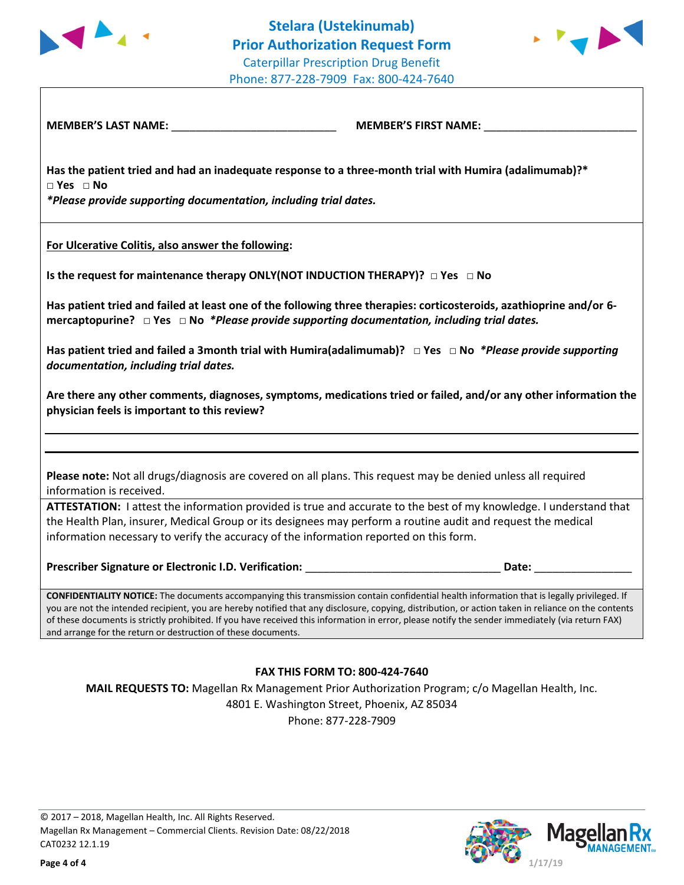# Stelara (Ustekinumab)
# Prior Authorization Request Form

Caterpillar Prescription Drug Benefit
Phone: 877-228-7909 Fax: 800-424-7640

**MEMBER'S LAST NAME:** ___________________________ **MEMBER'S FIRST NAME:** _________________________

**Has the patient tried and had an inadequate response to a three-month trial with Humira (adalimumab)?*** 
**□ Yes □ No**
***Please provide supporting documentation, including trial dates.***

**<u>For Ulcerative Colitis, also answer the following</u>:**

**Is the request for maintenance therapy ONLY(NOT INDUCTION THERAPY)? □ Yes □ No**

**Has patient tried and failed at least one of the following three therapies: corticosteroids, azathioprine and/or 6-mercaptopurine? □ Yes □ No** ***Please provide supporting documentation, including trial dates.***

**Has patient tried and failed a 3month trial with Humira(adalimumab)? □ Yes □ No** ***Please provide supporting documentation, including trial dates.***

**Are there any other comments, diagnoses, symptoms, medications tried or failed, and/or any other information the physician feels is important to this review?**

___

___

**Please note:** Not all drugs/diagnosis are covered on all plans. This request may be denied unless all required information is received.

**ATTESTATION:** I attest the information provided is true and accurate to the best of my knowledge. I understand that the Health Plan, insurer, Medical Group or its designees may perform a routine audit and request the medical information necessary to verify the accuracy of the information reported on this form.

**Prescriber Signature or Electronic I.D. Verification:** _________________________________ **Date:** ________________

**CONFIDENTIALITY NOTICE:** The documents accompanying this transmission contain confidential health information that is legally privileged. If you are not the intended recipient, you are hereby notified that any disclosure, copying, distribution, or action taken in reliance on the contents of these documents is strictly prohibited. If you have received this information in error, please notify the sender immediately (via return FAX) and arrange for the return or destruction of these documents.

**FAX THIS FORM TO: 800-424-7640**

**MAIL REQUESTS TO:** Magellan Rx Management Prior Authorization Program; c/o Magellan Health, Inc.
4801 E. Washington Street, Phoenix, AZ 85034
Phone: 877-228-7909

© 2017 – 2018, Magellan Health, Inc. All Rights Reserved.
Magellan Rx Management – Commercial Clients. Revision Date: 08/22/2018
CAT0232 12.1.19

1/17/19